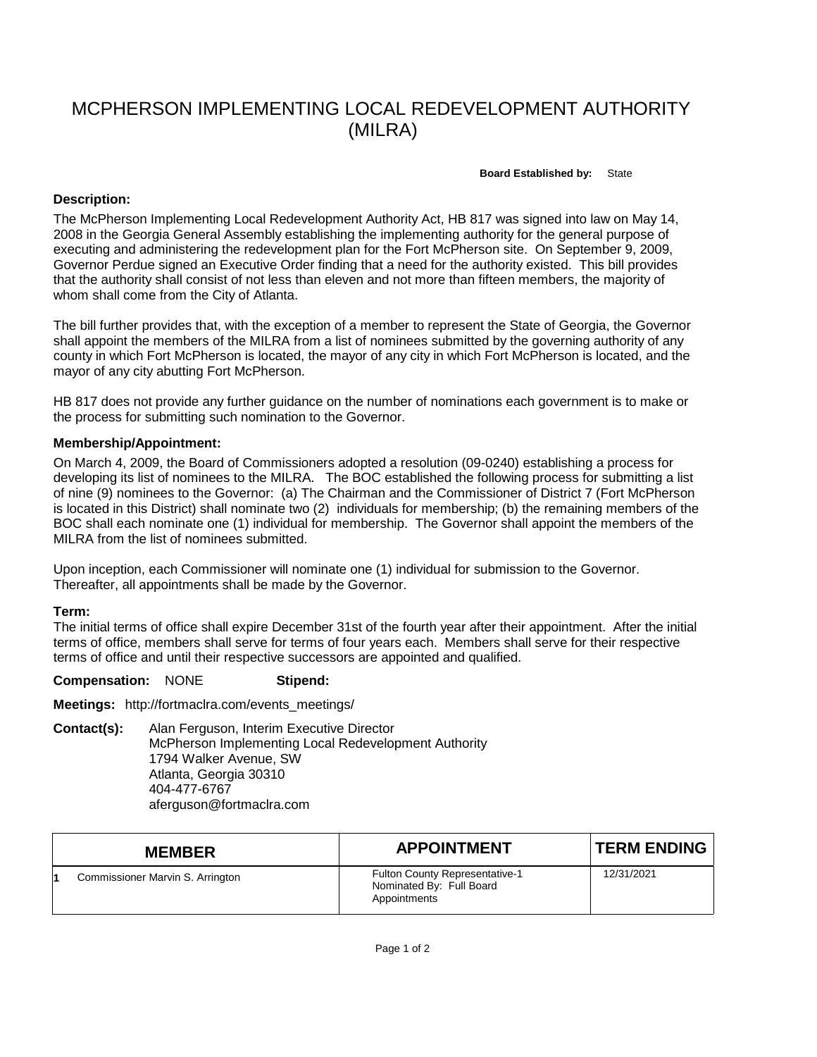# MCPHERSON IMPLEMENTING LOCAL REDEVELOPMENT AUTHORITY (MILRA)

**Board Established by:** State

**Description:**

The McPherson Implementing Local Redevelopment Authority Act, HB 817 was signed into law on May 14, 2008 in the Georgia General Assembly establishing the implementing authority for the general purpose of executing and administering the redevelopment plan for the Fort McPherson site. On September 9, 2009, Governor Perdue signed an Executive Order finding that a need for the authority existed. This bill provides that the authority shall consist of not less than eleven and not more than fifteen members, the majority of whom shall come from the City of Atlanta.

The bill further provides that, with the exception of a member to represent the State of Georgia, the Governor shall appoint the members of the MILRA from a list of nominees submitted by the governing authority of any county in which Fort McPherson is located, the mayor of any city in which Fort McPherson is located, and the mayor of any city abutting Fort McPherson.

HB 817 does not provide any further guidance on the number of nominations each government is to make or the process for submitting such nomination to the Governor.

**Membership/Appointment:**

On March 4, 2009, the Board of Commissioners adopted a resolution (09-0240) establishing a process for developing its list of nominees to the MILRA. The BOC established the following process for submitting a list of nine (9) nominees to the Governor: (a) The Chairman and the Commissioner of District 7 (Fort McPherson is located in this District) shall nominate two (2) individuals for membership; (b) the remaining members of the BOC shall each nominate one (1) individual for membership. The Governor shall appoint the members of the MILRA from the list of nominees submitted.

Upon inception, each Commissioner will nominate one (1) individual for submission to the Governor. Thereafter, all appointments shall be made by the Governor.

**Term:**

The initial terms of office shall expire December 31st of the fourth year after their appointment. After the initial terms of office, members shall serve for terms of four years each. Members shall serve for their respective terms of office and until their respective successors are appointed and qualified.

**Compensation:** NONE **Stipend:**

**Meetings:** http://fortmaclra.com/events_meetings/

**Contact(s):** Alan Ferguson, Interim Executive Director
McPherson Implementing Local Redevelopment Authority
1794 Walker Avenue, SW
Atlanta, Georgia 30310
404-477-6767
aferguson@fortmaclra.com

| | MEMBER | APPOINTMENT | TERM ENDING |
|---|---|---|---|
| 1 | Commissioner Marvin S. Arrington | Fulton County Representative-1<br>Nominated By: Full Board Appointments | 12/31/2021 |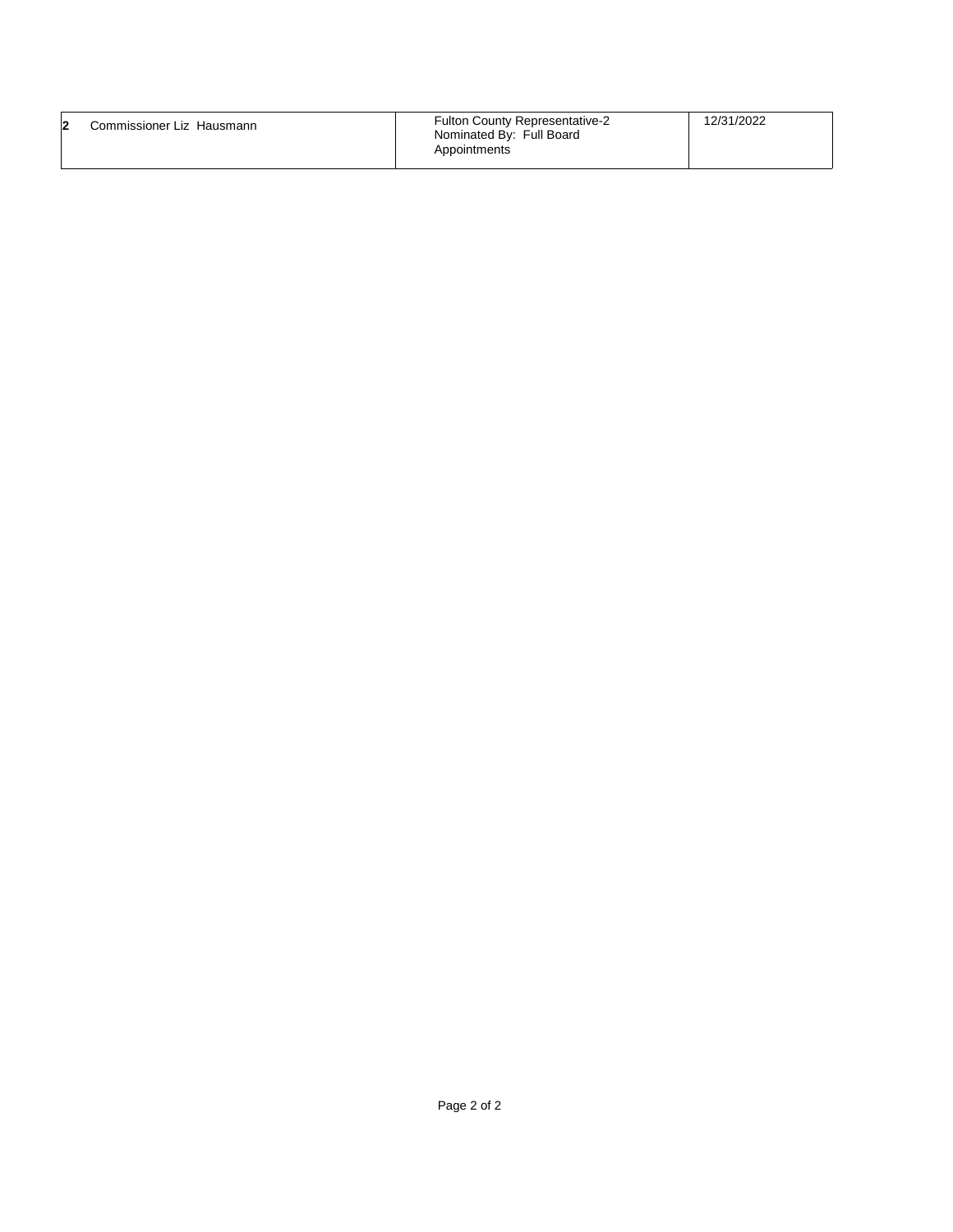| | | | |
|---|---|---|---|
| **2** | Commissioner Liz Hausmann | Fulton County Representative-2<br>Nominated By: Full Board Appointments | 12/31/2022 |